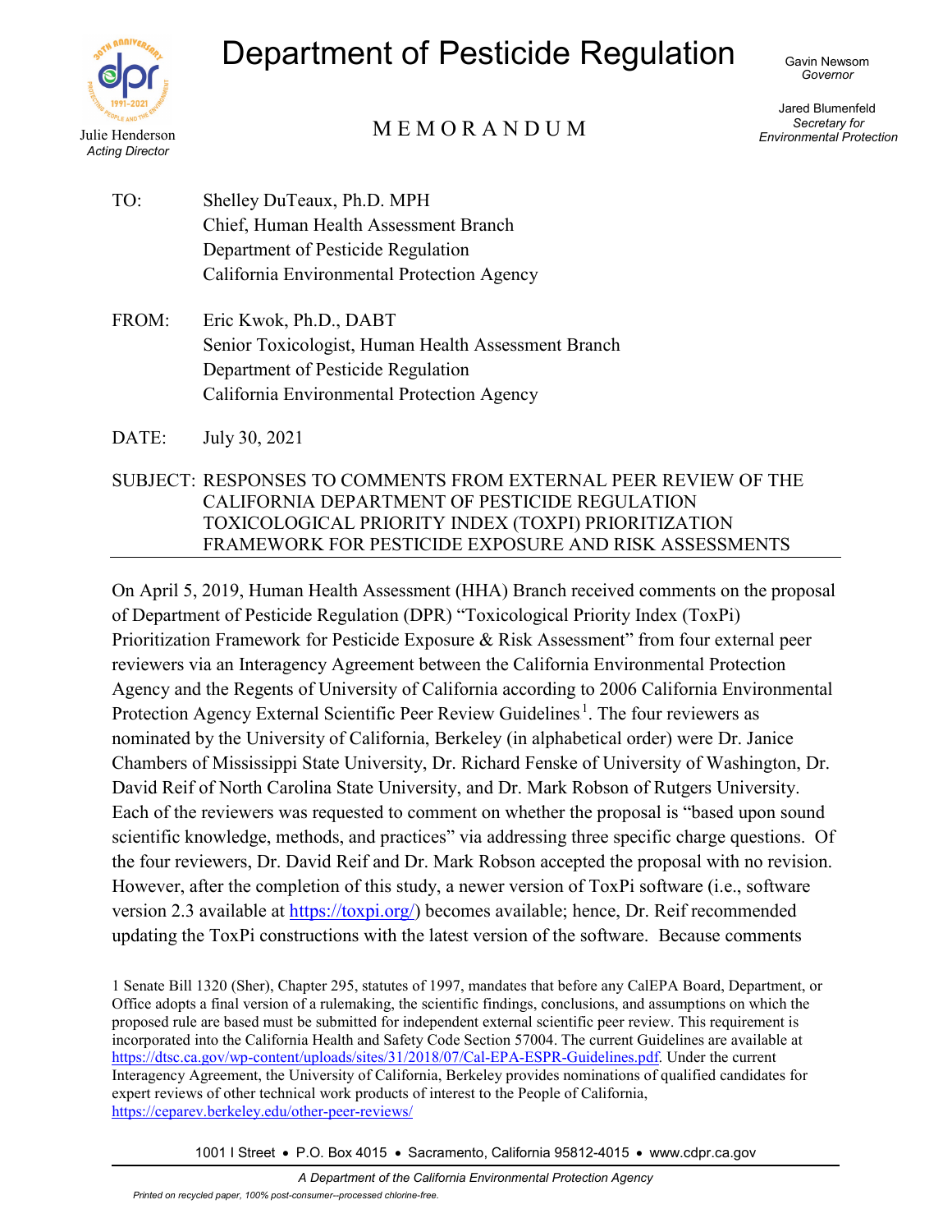Julie Henderson
*Acting Director*

# Department of Pesticide Regulation

Gavin Newsom
*Governor*

Jared Blumenfeld
*Secretary for Environmental Protection*

## M E M O R A N D U M

TO: Shelley DuTeaux, Ph.D. MPH
Chief, Human Health Assessment Branch
Department of Pesticide Regulation
California Environmental Protection Agency

FROM: Eric Kwok, Ph.D., DABT
Senior Toxicologist, Human Health Assessment Branch
Department of Pesticide Regulation
California Environmental Protection Agency

DATE: July 30, 2021

SUBJECT: RESPONSES TO COMMENTS FROM EXTERNAL PEER REVIEW OF THE CALIFORNIA DEPARTMENT OF PESTICIDE REGULATION TOXICOLOGICAL PRIORITY INDEX (TOXPI) PRIORITIZATION FRAMEWORK FOR PESTICIDE EXPOSURE AND RISK ASSESSMENTS

---

On April 5, 2019, Human Health Assessment (HHA) Branch received comments on the proposal of Department of Pesticide Regulation (DPR) "Toxicological Priority Index (ToxPi) Prioritization Framework for Pesticide Exposure & Risk Assessment" from four external peer reviewers via an Interagency Agreement between the California Environmental Protection Agency and the Regents of University of California according to 2006 California Environmental Protection Agency External Scientific Peer Review Guidelines[1]. The four reviewers as nominated by the University of California, Berkeley (in alphabetical order) were Dr. Janice Chambers of Mississippi State University, Dr. Richard Fenske of University of Washington, Dr. David Reif of North Carolina State University, and Dr. Mark Robson of Rutgers University. Each of the reviewers was requested to comment on whether the proposal is "based upon sound scientific knowledge, methods, and practices" via addressing three specific charge questions. Of the four reviewers, Dr. David Reif and Dr. Mark Robson accepted the proposal with no revision. However, after the completion of this study, a newer version of ToxPi software (i.e., software version 2.3 available at https://toxpi.org/) becomes available; hence, Dr. Reif recommended updating the ToxPi constructions with the latest version of the software. Because comments

1 Senate Bill 1320 (Sher), Chapter 295, statutes of 1997, mandates that before any CalEPA Board, Department, or Office adopts a final version of a rulemaking, the scientific findings, conclusions, and assumptions on which the proposed rule are based must be submitted for independent external scientific peer review. This requirement is incorporated into the California Health and Safety Code Section 57004. The current Guidelines are available at https://dtsc.ca.gov/wp-content/uploads/sites/31/2018/07/Cal-EPA-ESPR-Guidelines.pdf. Under the current Interagency Agreement, the University of California, Berkeley provides nominations of qualified candidates for expert reviews of other technical work products of interest to the People of California, https://ceparev.berkeley.edu/other-peer-reviews/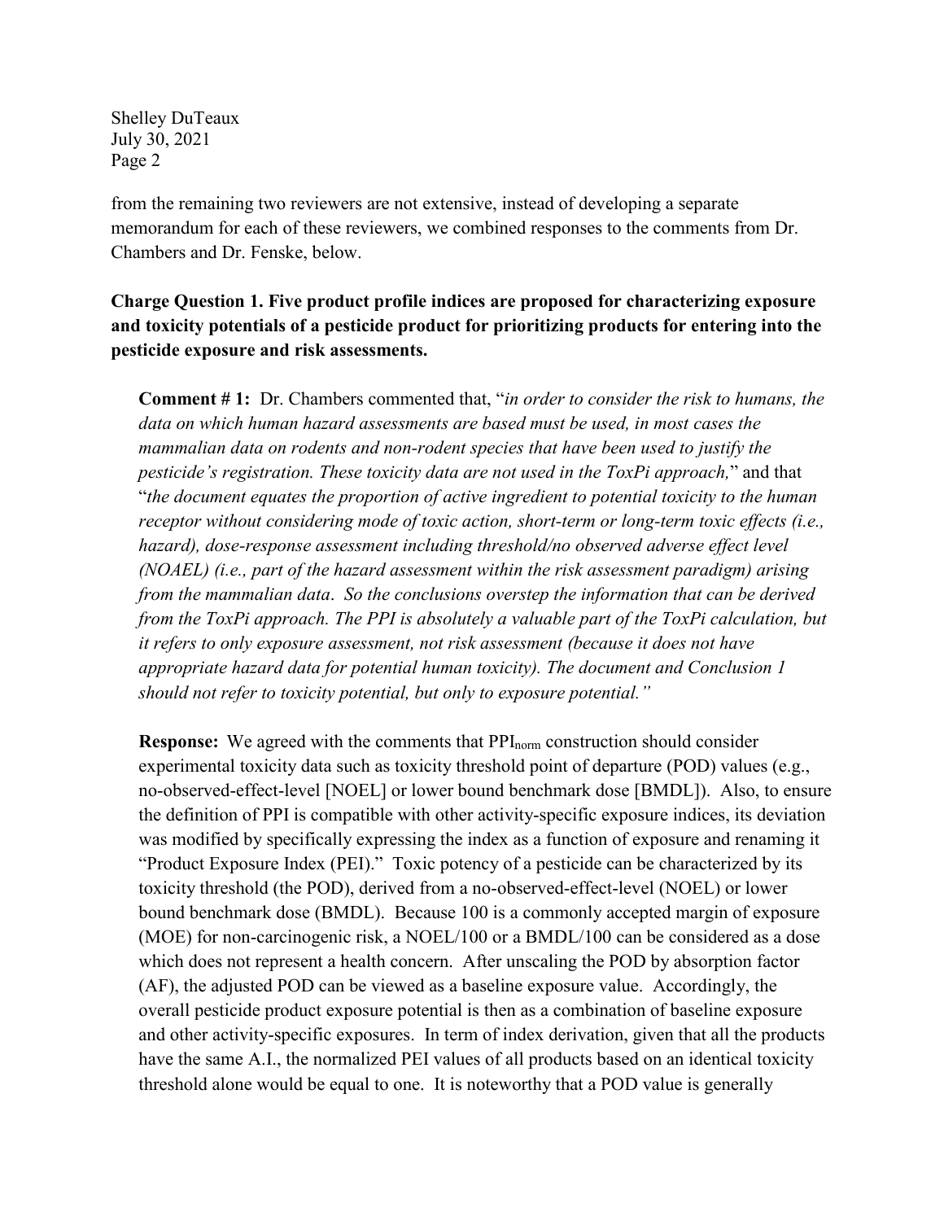from the remaining two reviewers are not extensive, instead of developing a separate memorandum for each of these reviewers, we combined responses to the comments from Dr. Chambers and Dr. Fenske, below.

**Charge Question 1. Five product profile indices are proposed for characterizing exposure and toxicity potentials of a pesticide product for prioritizing products for entering into the pesticide exposure and risk assessments.**

**Comment # 1:** Dr. Chambers commented that, "*in order to consider the risk to humans, the data on which human hazard assessments are based must be used, in most cases the mammalian data on rodents and non-rodent species that have been used to justify the pesticide's registration. These toxicity data are not used in the ToxPi approach,*" and that "*the document equates the proportion of active ingredient to potential toxicity to the human receptor without considering mode of toxic action, short-term or long-term toxic effects (i.e., hazard), dose-response assessment including threshold/no observed adverse effect level (NOAEL) (i.e., part of the hazard assessment within the risk assessment paradigm) arising from the mammalian data. So the conclusions overstep the information that can be derived from the ToxPi approach. The PPI is absolutely a valuable part of the ToxPi calculation, but it refers to only exposure assessment, not risk assessment (because it does not have appropriate hazard data for potential human toxicity). The document and Conclusion 1 should not refer to toxicity potential, but only to exposure potential.*"

**Response:** We agreed with the comments that $PPI_{norm}$ construction should consider experimental toxicity data such as toxicity threshold point of departure (POD) values (e.g., no-observed-effect-level [NOEL] or lower bound benchmark dose [BMDL]). Also, to ensure the definition of PPI is compatible with other activity-specific exposure indices, its deviation was modified by specifically expressing the index as a function of exposure and renaming it "Product Exposure Index (PEI)." Toxic potency of a pesticide can be characterized by its toxicity threshold (the POD), derived from a no-observed-effect-level (NOEL) or lower bound benchmark dose (BMDL). Because 100 is a commonly accepted margin of exposure (MOE) for non-carcinogenic risk, a NOEL/100 or a BMDL/100 can be considered as a dose which does not represent a health concern. After unscaling the POD by absorption factor (AF), the adjusted POD can be viewed as a baseline exposure value. Accordingly, the overall pesticide product exposure potential is then as a combination of baseline exposure and other activity-specific exposures. In term of index derivation, given that all the products have the same A.I., the normalized PEI values of all products based on an identical toxicity threshold alone would be equal to one. It is noteworthy that a POD value is generally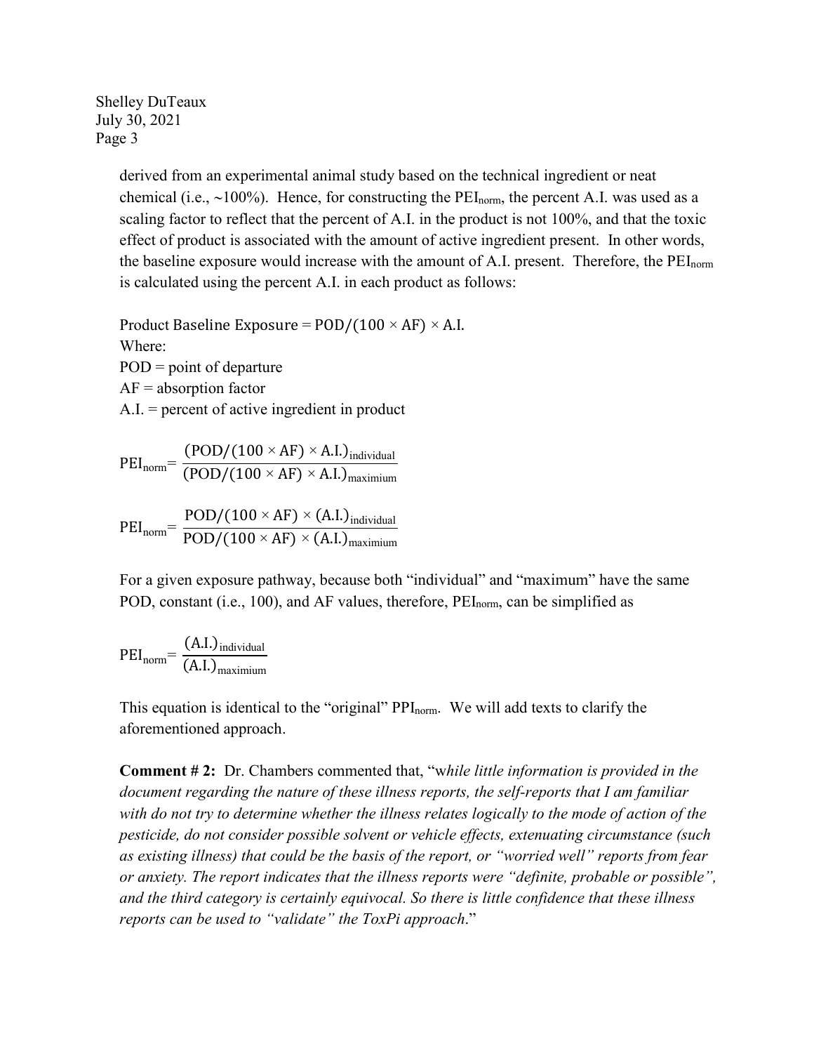derived from an experimental animal study based on the technical ingredient or neat chemical (i.e., ~100%). Hence, for constructing the $PEI_{norm}$, the percent A.I. was used as a scaling factor to reflect that the percent of A.I. in the product is not 100%, and that the toxic effect of product is associated with the amount of active ingredient present. In other words, the baseline exposure would increase with the amount of A.I. present. Therefore, the $PEI_{norm}$ is calculated using the percent A.I. in each product as follows:

$$\text{Product Baseline Exposure} = \text{POD}/(100 \times \text{AF}) \times \text{A.I.}$$

Where:

POD = point of departure

AF = absorption factor

A.I. = percent of active ingredient in product

$$PEI_{norm} = \frac{(\text{POD}/(100 \times \text{AF}) \times \text{A.I.})_{\text{individual}}}{(\text{POD}/(100 \times \text{AF}) \times \text{A.I.})_{\text{maximium}}}$$

$$PEI_{norm} = \frac{\text{POD}/(100 \times \text{AF}) \times (\text{A.I.})_{\text{individual}}}{\text{POD}/(100 \times \text{AF}) \times (\text{A.I.})_{\text{maximium}}}$$

For a given exposure pathway, because both "individual" and "maximum" have the same POD, constant (i.e., 100), and AF values, therefore, $PEI_{norm}$, can be simplified as

$$PEI_{norm} = \frac{(\text{A.I.})_{\text{individual}}}{(\text{A.I.})_{\text{maximium}}}$$

This equation is identical to the "original" $PPI_{norm}$. We will add texts to clarify the aforementioned approach.

**Comment # 2:** Dr. Chambers commented that, "*while little information is provided in the document regarding the nature of these illness reports, the self-reports that I am familiar with do not try to determine whether the illness relates logically to the mode of action of the pesticide, do not consider possible solvent or vehicle effects, extenuating circumstance (such as existing illness) that could be the basis of the report, or "worried well" reports from fear or anxiety. The report indicates that the illness reports were "definite, probable or possible", and the third category is certainly equivocal. So there is little confidence that these illness reports can be used to "validate" the ToxPi approach*."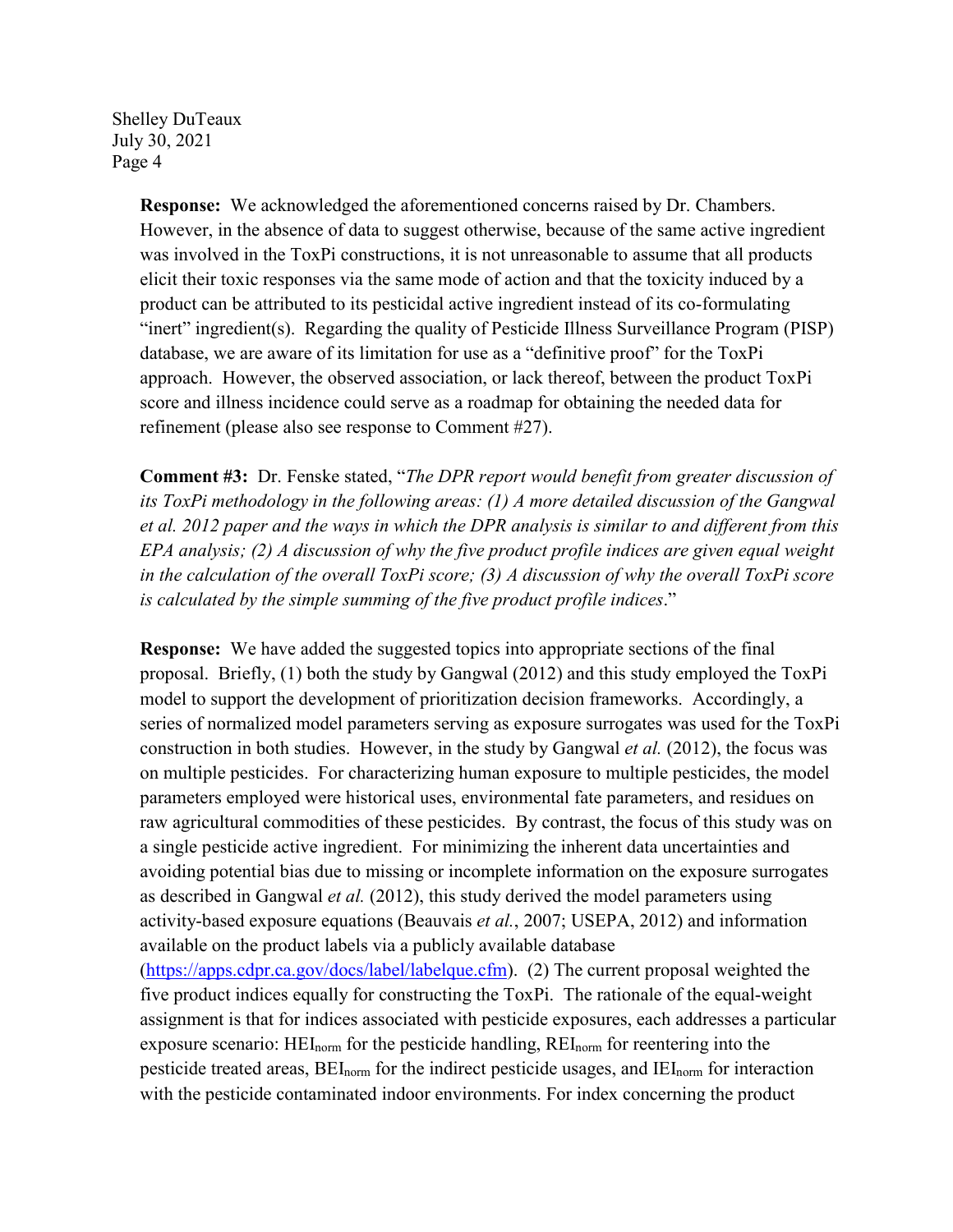**Response:** We acknowledged the aforementioned concerns raised by Dr. Chambers. However, in the absence of data to suggest otherwise, because of the same active ingredient was involved in the ToxPi constructions, it is not unreasonable to assume that all products elicit their toxic responses via the same mode of action and that the toxicity induced by a product can be attributed to its pesticidal active ingredient instead of its co-formulating "inert" ingredient(s). Regarding the quality of Pesticide Illness Surveillance Program (PISP) database, we are aware of its limitation for use as a "definitive proof" for the ToxPi approach. However, the observed association, or lack thereof, between the product ToxPi score and illness incidence could serve as a roadmap for obtaining the needed data for refinement (please also see response to Comment #27).

**Comment #3:** Dr. Fenske stated, "*The DPR report would benefit from greater discussion of its ToxPi methodology in the following areas: (1) A more detailed discussion of the Gangwal et al. 2012 paper and the ways in which the DPR analysis is similar to and different from this EPA analysis; (2) A discussion of why the five product profile indices are given equal weight in the calculation of the overall ToxPi score; (3) A discussion of why the overall ToxPi score is calculated by the simple summing of the five product profile indices*."

**Response:** We have added the suggested topics into appropriate sections of the final proposal. Briefly, (1) both the study by Gangwal (2012) and this study employed the ToxPi model to support the development of prioritization decision frameworks. Accordingly, a series of normalized model parameters serving as exposure surrogates was used for the ToxPi construction in both studies. However, in the study by Gangwal *et al.* (2012), the focus was on multiple pesticides. For characterizing human exposure to multiple pesticides, the model parameters employed were historical uses, environmental fate parameters, and residues on raw agricultural commodities of these pesticides. By contrast, the focus of this study was on a single pesticide active ingredient. For minimizing the inherent data uncertainties and avoiding potential bias due to missing or incomplete information on the exposure surrogates as described in Gangwal *et al.* (2012), this study derived the model parameters using activity-based exposure equations (Beauvais *et al.*, 2007; USEPA, 2012) and information available on the product labels via a publicly available database (https://apps.cdpr.ca.gov/docs/label/labelque.cfm). (2) The current proposal weighted the five product indices equally for constructing the ToxPi. The rationale of the equal-weight assignment is that for indices associated with pesticide exposures, each addresses a particular exposure scenario: $HEI_{norm}$ for the pesticide handling, $REI_{norm}$ for reentering into the pesticide treated areas, $BEI_{norm}$ for the indirect pesticide usages, and $IEI_{norm}$ for interaction with the pesticide contaminated indoor environments. For index concerning the product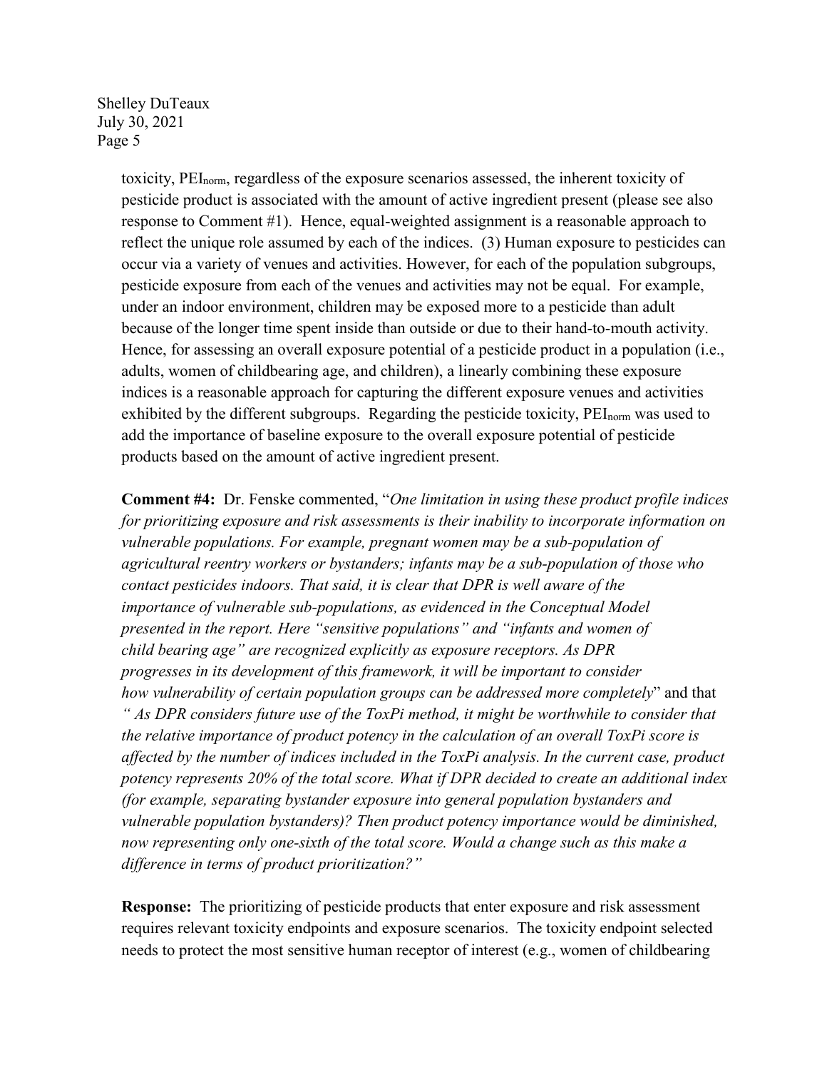toxicity, $PEI_{norm}$, regardless of the exposure scenarios assessed, the inherent toxicity of pesticide product is associated with the amount of active ingredient present (please see also response to Comment #1). Hence, equal-weighted assignment is a reasonable approach to reflect the unique role assumed by each of the indices. (3) Human exposure to pesticides can occur via a variety of venues and activities. However, for each of the population subgroups, pesticide exposure from each of the venues and activities may not be equal. For example, under an indoor environment, children may be exposed more to a pesticide than adult because of the longer time spent inside than outside or due to their hand-to-mouth activity. Hence, for assessing an overall exposure potential of a pesticide product in a population (i.e., adults, women of childbearing age, and children), a linearly combining these exposure indices is a reasonable approach for capturing the different exposure venues and activities exhibited by the different subgroups. Regarding the pesticide toxicity, $PEI_{norm}$ was used to add the importance of baseline exposure to the overall exposure potential of pesticide products based on the amount of active ingredient present.

**Comment #4:** Dr. Fenske commented, "*One limitation in using these product profile indices for prioritizing exposure and risk assessments is their inability to incorporate information on vulnerable populations. For example, pregnant women may be a sub-population of agricultural reentry workers or bystanders; infants may be a sub-population of those who contact pesticides indoors. That said, it is clear that DPR is well aware of the importance of vulnerable sub-populations, as evidenced in the Conceptual Model presented in the report. Here "sensitive populations" and "infants and women of child bearing age" are recognized explicitly as exposure receptors. As DPR progresses in its development of this framework, it will be important to consider how vulnerability of certain population groups can be addressed more completely*" and that "*As DPR considers future use of the ToxPi method, it might be worthwhile to consider that the relative importance of product potency in the calculation of an overall ToxPi score is affected by the number of indices included in the ToxPi analysis. In the current case, product potency represents 20% of the total score. What if DPR decided to create an additional index (for example, separating bystander exposure into general population bystanders and vulnerable population bystanders)? Then product potency importance would be diminished, now representing only one-sixth of the total score. Would a change such as this make a difference in terms of product prioritization?*"

**Response:** The prioritizing of pesticide products that enter exposure and risk assessment requires relevant toxicity endpoints and exposure scenarios. The toxicity endpoint selected needs to protect the most sensitive human receptor of interest (e.g., women of childbearing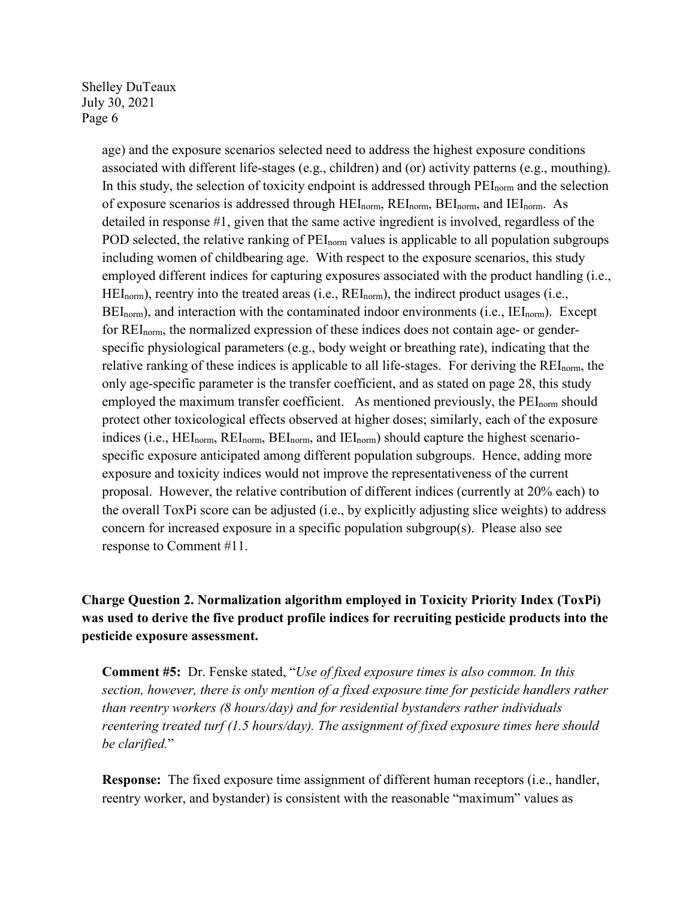age) and the exposure scenarios selected need to address the highest exposure conditions associated with different life-stages (e.g., children) and (or) activity patterns (e.g., mouthing). In this study, the selection of toxicity endpoint is addressed through $PEI_{norm}$ and the selection of exposure scenarios is addressed through $HEI_{norm}$, $REI_{norm}$, $BEI_{norm}$, and $IEI_{norm}$. As detailed in response #1, given that the same active ingredient is involved, regardless of the POD selected, the relative ranking of $PEI_{norm}$ values is applicable to all population subgroups including women of childbearing age. With respect to the exposure scenarios, this study employed different indices for capturing exposures associated with the product handling (i.e., $HEI_{norm}$), reentry into the treated areas (i.e., $REI_{norm}$), the indirect product usages (i.e., $BEI_{norm}$), and interaction with the contaminated indoor environments (i.e., $IEI_{norm}$). Except for $REI_{norm}$, the normalized expression of these indices does not contain age- or gender-specific physiological parameters (e.g., body weight or breathing rate), indicating that the relative ranking of these indices is applicable to all life-stages. For deriving the $REI_{norm}$, the only age-specific parameter is the transfer coefficient, and as stated on page 28, this study employed the maximum transfer coefficient. As mentioned previously, the $PEI_{norm}$ should protect other toxicological effects observed at higher doses; similarly, each of the exposure indices (i.e., $HEI_{norm}$, $REI_{norm}$, $BEI_{norm}$, and $IEI_{norm}$) should capture the highest scenario-specific exposure anticipated among different population subgroups. Hence, adding more exposure and toxicity indices would not improve the representativeness of the current proposal. However, the relative contribution of different indices (currently at 20% each) to the overall ToxPi score can be adjusted (i.e., by explicitly adjusting slice weights) to address concern for increased exposure in a specific population subgroup(s). Please also see response to Comment #11.

**Charge Question 2. Normalization algorithm employed in Toxicity Priority Index (ToxPi) was used to derive the five product profile indices for recruiting pesticide products into the pesticide exposure assessment.**

**Comment #5:** Dr. Fenske stated, "*Use of fixed exposure times is also common. In this section, however, there is only mention of a fixed exposure time for pesticide handlers rather than reentry workers (8 hours/day) and for residential bystanders rather individuals reentering treated turf (1.5 hours/day). The assignment of fixed exposure times here should be clarified.*"

**Response:** The fixed exposure time assignment of different human receptors (i.e., handler, reentry worker, and bystander) is consistent with the reasonable "maximum" values as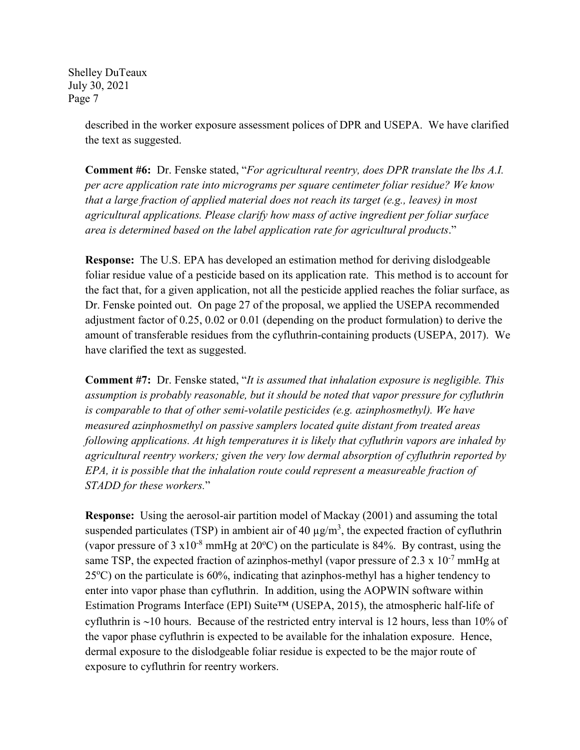described in the worker exposure assessment polices of DPR and USEPA. We have clarified the text as suggested.

**Comment #6:** Dr. Fenske stated, "*For agricultural reentry, does DPR translate the lbs A.I. per acre application rate into micrograms per square centimeter foliar residue? We know that a large fraction of applied material does not reach its target (e.g., leaves) in most agricultural applications. Please clarify how mass of active ingredient per foliar surface area is determined based on the label application rate for agricultural products*."

**Response:** The U.S. EPA has developed an estimation method for deriving dislodgeable foliar residue value of a pesticide based on its application rate. This method is to account for the fact that, for a given application, not all the pesticide applied reaches the foliar surface, as Dr. Fenske pointed out. On page 27 of the proposal, we applied the USEPA recommended adjustment factor of 0.25, 0.02 or 0.01 (depending on the product formulation) to derive the amount of transferable residues from the cyfluthrin-containing products (USEPA, 2017). We have clarified the text as suggested.

**Comment #7:** Dr. Fenske stated, "*It is assumed that inhalation exposure is negligible. This assumption is probably reasonable, but it should be noted that vapor pressure for cyfluthrin is comparable to that of other semi-volatile pesticides (e.g. azinphosmethyl). We have measured azinphosmethyl on passive samplers located quite distant from treated areas following applications. At high temperatures it is likely that cyfluthrin vapors are inhaled by agricultural reentry workers; given the very low dermal absorption of cyfluthrin reported by EPA, it is possible that the inhalation route could represent a measureable fraction of STADD for these workers.*"

**Response:** Using the aerosol-air partition model of Mackay (2001) and assuming the total suspended particulates (TSP) in ambient air of 40 $\mu g/m^3$, the expected fraction of cyfluthrin (vapor pressure of $3 \times 10^{-8}$ mmHg at 20ºC) on the particulate is 84%. By contrast, using the same TSP, the expected fraction of azinphos-methyl (vapor pressure of $2.3 \times 10^{-7}$ mmHg at 25ºC) on the particulate is 60%, indicating that azinphos-methyl has a higher tendency to enter into vapor phase than cyfluthrin. In addition, using the AOPWIN software within Estimation Programs Interface (EPI) Suite™ (USEPA, 2015), the atmospheric half-life of cyfluthrin is ~10 hours. Because of the restricted entry interval is 12 hours, less than 10% of the vapor phase cyfluthrin is expected to be available for the inhalation exposure. Hence, dermal exposure to the dislodgeable foliar residue is expected to be the major route of exposure to cyfluthrin for reentry workers.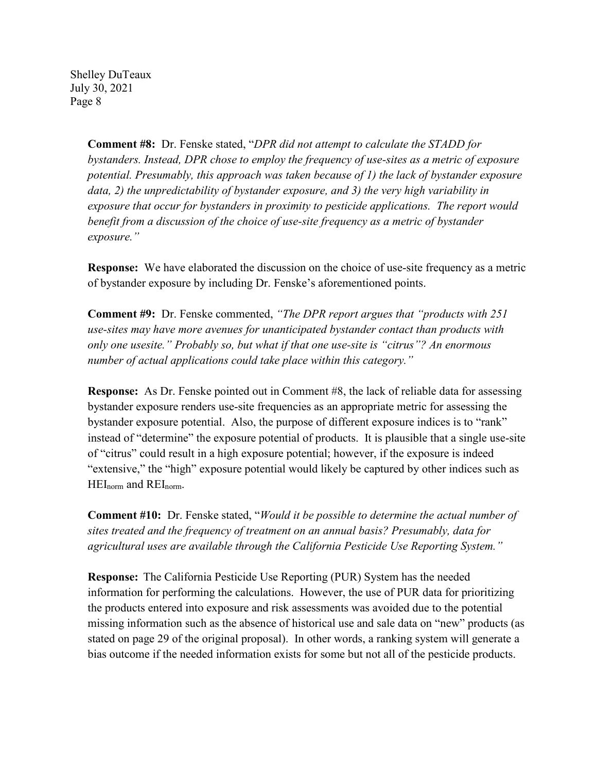**Comment #8:** Dr. Fenske stated, "*DPR did not attempt to calculate the STADD for bystanders. Instead, DPR chose to employ the frequency of use-sites as a metric of exposure potential. Presumably, this approach was taken because of 1) the lack of bystander exposure data, 2) the unpredictability of bystander exposure, and 3) the very high variability in exposure that occur for bystanders in proximity to pesticide applications. The report would benefit from a discussion of the choice of use-site frequency as a metric of bystander exposure.*"

**Response:** We have elaborated the discussion on the choice of use-site frequency as a metric of bystander exposure by including Dr. Fenske's aforementioned points.

**Comment #9:** Dr. Fenske commented, *"The DPR report argues that "products with 251 use-sites may have more avenues for unanticipated bystander contact than products with only one usesite." Probably so, but what if that one use-site is "citrus"? An enormous number of actual applications could take place within this category."*

**Response:** As Dr. Fenske pointed out in Comment #8, the lack of reliable data for assessing bystander exposure renders use-site frequencies as an appropriate metric for assessing the bystander exposure potential. Also, the purpose of different exposure indices is to "rank" instead of "determine" the exposure potential of products. It is plausible that a single use-site of "citrus" could result in a high exposure potential; however, if the exposure is indeed "extensive," the "high" exposure potential would likely be captured by other indices such as $HEI_{norm}$ and $REI_{norm}$.

**Comment #10:** Dr. Fenske stated, "*Would it be possible to determine the actual number of sites treated and the frequency of treatment on an annual basis? Presumably, data for agricultural uses are available through the California Pesticide Use Reporting System.*"

**Response:** The California Pesticide Use Reporting (PUR) System has the needed information for performing the calculations. However, the use of PUR data for prioritizing the products entered into exposure and risk assessments was avoided due to the potential missing information such as the absence of historical use and sale data on "new" products (as stated on page 29 of the original proposal). In other words, a ranking system will generate a bias outcome if the needed information exists for some but not all of the pesticide products.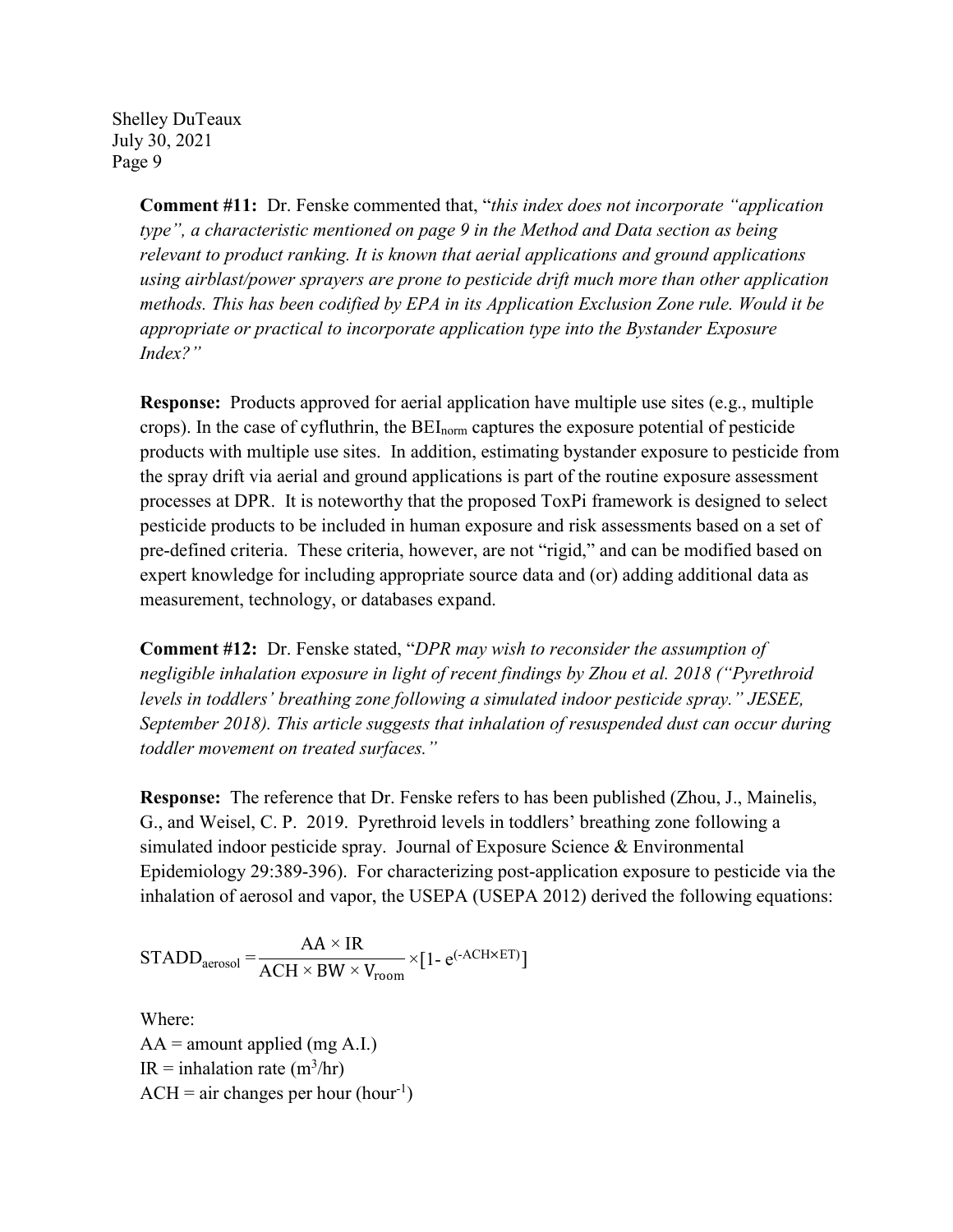**Comment #11:** Dr. Fenske commented that, "*this index does not incorporate "application type", a characteristic mentioned on page 9 in the Method and Data section as being relevant to product ranking. It is known that aerial applications and ground applications using airblast/power sprayers are prone to pesticide drift much more than other application methods. This has been codified by EPA in its Application Exclusion Zone rule. Would it be appropriate or practical to incorporate application type into the Bystander Exposure Index?*"

**Response:** Products approved for aerial application have multiple use sites (e.g., multiple crops). In the case of cyfluthrin, the $BEI_{norm}$ captures the exposure potential of pesticide products with multiple use sites. In addition, estimating bystander exposure to pesticide from the spray drift via aerial and ground applications is part of the routine exposure assessment processes at DPR. It is noteworthy that the proposed ToxPi framework is designed to select pesticide products to be included in human exposure and risk assessments based on a set of pre-defined criteria. These criteria, however, are not "rigid," and can be modified based on expert knowledge for including appropriate source data and (or) adding additional data as measurement, technology, or databases expand.

**Comment #12:** Dr. Fenske stated, "*DPR may wish to reconsider the assumption of negligible inhalation exposure in light of recent findings by Zhou et al. 2018 ("Pyrethroid levels in toddlers' breathing zone following a simulated indoor pesticide spray." JESEE, September 2018). This article suggests that inhalation of resuspended dust can occur during toddler movement on treated surfaces.*"

**Response:** The reference that Dr. Fenske refers to has been published (Zhou, J., Mainelis, G., and Weisel, C. P. 2019. Pyrethroid levels in toddlers' breathing zone following a simulated indoor pesticide spray. Journal of Exposure Science & Environmental Epidemiology 29:389-396). For characterizing post-application exposure to pesticide via the inhalation of aerosol and vapor, the USEPA (USEPA 2012) derived the following equations:

$$STADD_{aerosol} = \frac{AA \times IR}{ACH \times BW \times V_{room}} \times [1 - e^{(-ACH \times ET)}]$$

Where:
AA = amount applied (mg A.I.)
IR = inhalation rate ($m^3$/hr)
ACH = air changes per hour ($hour^{-1}$)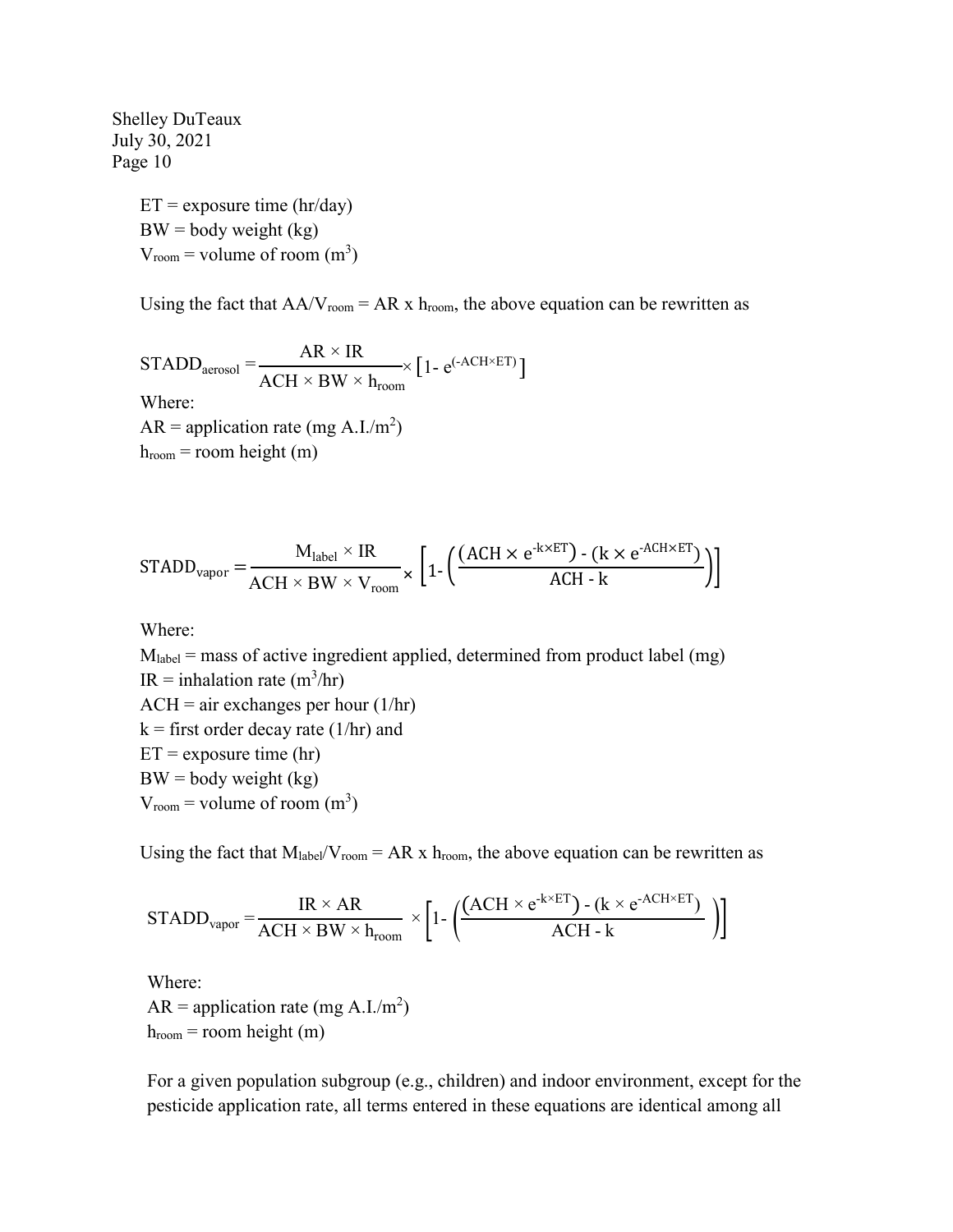ET = exposure time (hr/day)
BW = body weight (kg)
$V_{room}$ = volume of room ($m^3$)

Using the fact that $AA/V_{room} = AR \times h_{room}$, the above equation can be rewritten as

$$STADD_{aerosol} = \frac{AR \times IR}{ACH \times BW \times h_{room}} \times \left[1 - e^{(-ACH \times ET)}\right]$$

Where:
AR = application rate (mg A.I./$m^2$)
$h_{room}$ = room height (m)

$$STADD_{vapor} = \frac{M_{label} \times IR}{ACH \times BW \times V_{room}} \times \left[1 - \left(\frac{\left(ACH \times e^{-k \times ET}\right) - \left(k \times e^{-ACH \times ET}\right)}{ACH - k}\right)\right]$$

Where:
$M_{label}$ = mass of active ingredient applied, determined from product label (mg)
IR = inhalation rate ($m^3$/hr)
ACH = air exchanges per hour (1/hr)
k = first order decay rate (1/hr) and
ET = exposure time (hr)
BW = body weight (kg)
$V_{room}$ = volume of room ($m^3$)

Using the fact that $M_{label}/V_{room} = AR \times h_{room}$, the above equation can be rewritten as

$$STADD_{vapor} = \frac{IR \times AR}{ACH \times BW \times h_{room}} \times \left[1 - \left(\frac{\left(ACH \times e^{-k \times ET}\right) - \left(k \times e^{-ACH \times ET}\right)}{ACH - k}\right)\right]$$

Where:
AR = application rate (mg A.I./$m^2$)
$h_{room}$ = room height (m)

For a given population subgroup (e.g., children) and indoor environment, except for the pesticide application rate, all terms entered in these equations are identical among all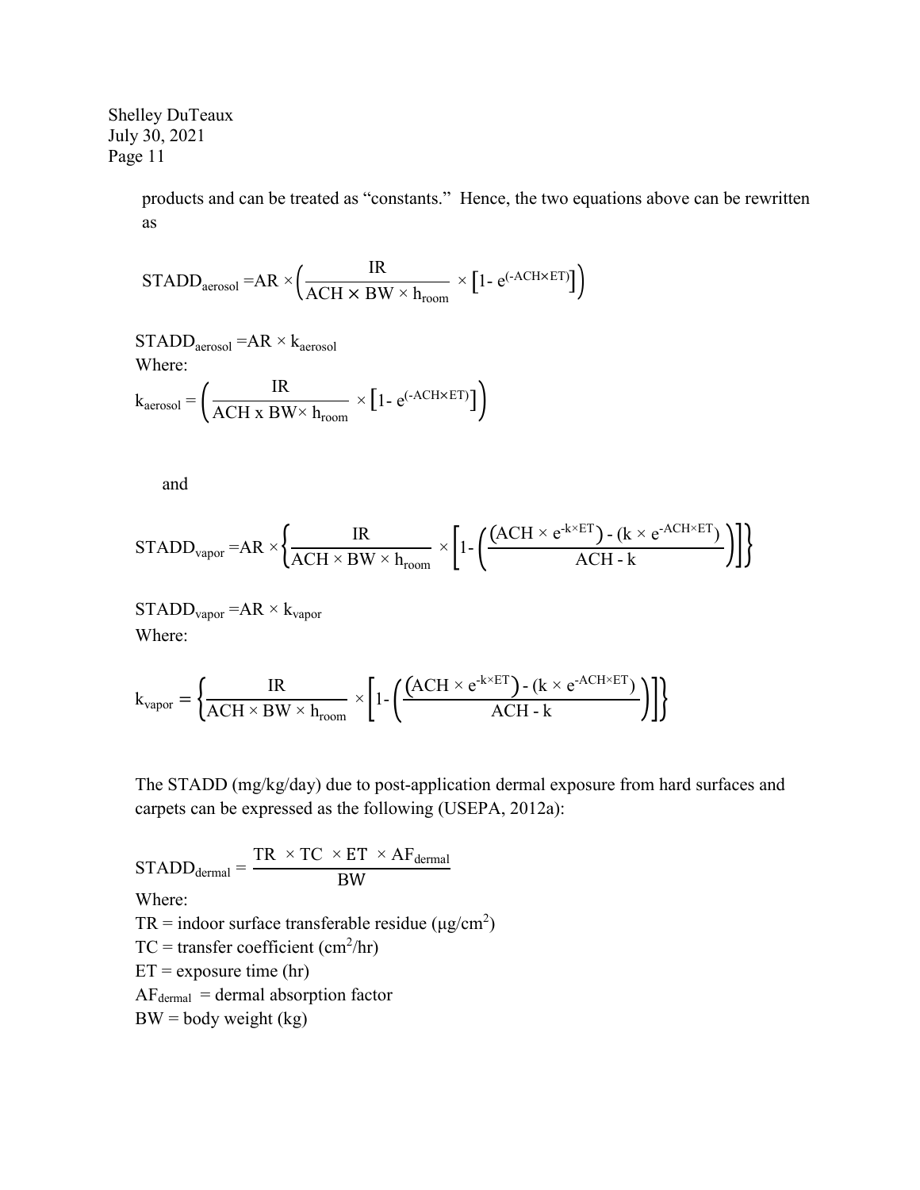products and can be treated as "constants." Hence, the two equations above can be rewritten as

$$STADD_{aerosol} = AR \times \left( \frac{IR}{ACH \times BW \times h_{room}} \times \left[ 1 - e^{(-ACH \times ET)} \right] \right)$$

$$STADD_{aerosol} = AR \times k_{aerosol}$$

Where:

$$k_{aerosol} = \left( \frac{IR}{ACH \text{ x } BW \times h_{room}} \times \left[ 1 - e^{(-ACH \times ET)} \right] \right)$$

and

$$STADD_{vapor} = AR \times \left\{ \frac{IR}{ACH \times BW \times h_{room}} \times \left[ 1 - \left( \frac{\left( ACH \times e^{-k \times ET} \right) - \left( k \times e^{-ACH \times ET} \right)}{ACH - k} \right) \right] \right\}$$

$$STADD_{vapor} = AR \times k_{vapor}$$

Where:

$$k_{vapor} = \left\{ \frac{IR}{ACH \times BW \times h_{room}} \times \left[ 1 - \left( \frac{\left( ACH \times e^{-k \times ET} \right) - \left( k \times e^{-ACH \times ET} \right)}{ACH - k} \right) \right] \right\}$$

The STADD (mg/kg/day) due to post-application dermal exposure from hard surfaces and carpets can be expressed as the following (USEPA, 2012a):

$$STADD_{dermal} = \frac{TR \times TC \times ET \times AF_{dermal}}{BW}$$

Where:

TR = indoor surface transferable residue ($\mu g/cm^2$)

TC = transfer coefficient ($cm^2/hr$)

ET = exposure time (hr)

$AF_{dermal}$ = dermal absorption factor

BW = body weight (kg)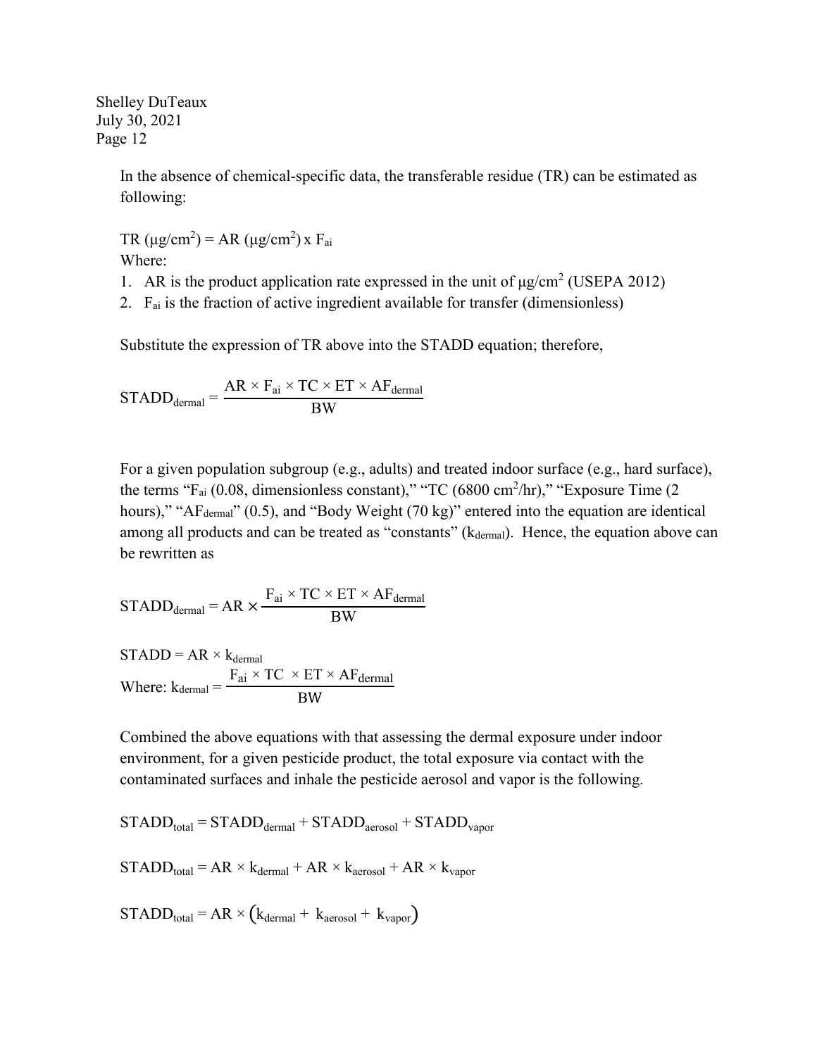In the absence of chemical-specific data, the transferable residue (TR) can be estimated as following:

$TR\ (\mu g/cm^2) = AR\ (\mu g/cm^2) \times F_{ai}$

Where:

1. AR is the product application rate expressed in the unit of $\mu g/cm^2$ (USEPA 2012)
2. $F_{ai}$ is the fraction of active ingredient available for transfer (dimensionless)

Substitute the expression of TR above into the STADD equation; therefore,

$$STADD_{dermal} = \frac{AR \times F_{ai} \times TC \times ET \times AF_{dermal}}{BW}$$

For a given population subgroup (e.g., adults) and treated indoor surface (e.g., hard surface), the terms "$F_{ai}$ (0.08, dimensionless constant)," "TC (6800 $cm^2/hr$)," "Exposure Time (2 hours)," "$AF_{dermal}$" (0.5), and "Body Weight (70 kg)" entered into the equation are identical among all products and can be treated as "constants" ($k_{dermal}$). Hence, the equation above can be rewritten as

$$STADD_{dermal} = AR \times \frac{F_{ai} \times TC \times ET \times AF_{dermal}}{BW}$$

$$STADD = AR \times k_{dermal}$$

Where: $k_{dermal} = \dfrac{F_{ai} \times TC \times ET \times AF_{dermal}}{BW}$

Combined the above equations with that assessing the dermal exposure under indoor environment, for a given pesticide product, the total exposure via contact with the contaminated surfaces and inhale the pesticide aerosol and vapor is the following.

$$STADD_{total} = STADD_{dermal} + STADD_{aerosol} + STADD_{vapor}$$

$$STADD_{total} = AR \times k_{dermal} + AR \times k_{aerosol} + AR \times k_{vapor}$$

$$STADD_{total} = AR \times \left(k_{dermal} + k_{aerosol} + k_{vapor}\right)$$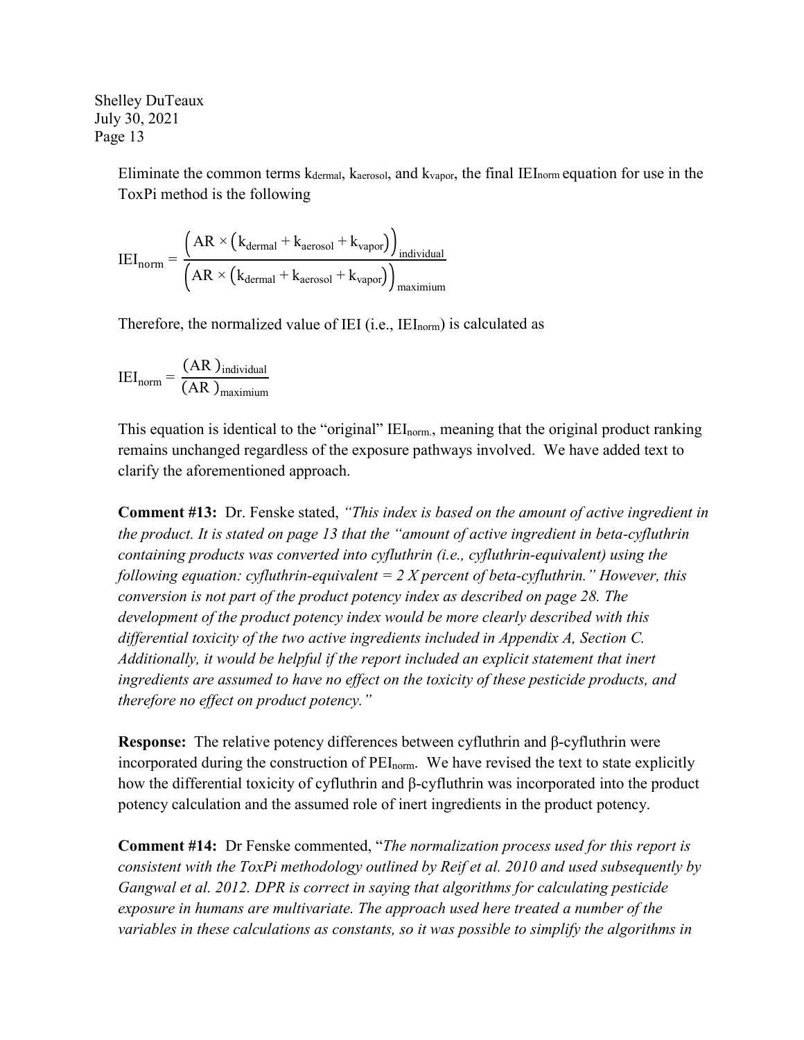Eliminate the common terms $k_{dermal}$, $k_{aerosol}$, and $k_{vapor}$, the final $IEI_{norm}$ equation for use in the ToxPi method is the following

$$IEI_{norm} = \frac{\left(AR \times \left(k_{dermal} + k_{aerosol} + k_{vapor}\right)\right)_{individual}}{\left(AR \times \left(k_{dermal} + k_{aerosol} + k_{vapor}\right)\right)_{maximium}}$$

Therefore, the normalized value of IEI (i.e., $IEI_{norm}$) is calculated as

$$IEI_{norm} = \frac{(AR)_{individual}}{(AR)_{maximium}}$$

This equation is identical to the "original" $IEI_{norm.}$, meaning that the original product ranking remains unchanged regardless of the exposure pathways involved. We have added text to clarify the aforementioned approach.

**Comment #13:** Dr. Fenske stated, *"This index is based on the amount of active ingredient in the product. It is stated on page 13 that the "amount of active ingredient in beta-cyfluthrin containing products was converted into cyfluthrin (i.e., cyfluthrin-equivalent) using the following equation: cyfluthrin-equivalent = 2 X percent of beta-cyfluthrin." However, this conversion is not part of the product potency index as described on page 28. The development of the product potency index would be more clearly described with this differential toxicity of the two active ingredients included in Appendix A, Section C. Additionally, it would be helpful if the report included an explicit statement that inert ingredients are assumed to have no effect on the toxicity of these pesticide products, and therefore no effect on product potency."*

**Response:** The relative potency differences between cyfluthrin and β-cyfluthrin were incorporated during the construction of $PEI_{norm}$. We have revised the text to state explicitly how the differential toxicity of cyfluthrin and β-cyfluthrin was incorporated into the product potency calculation and the assumed role of inert ingredients in the product potency.

**Comment #14:** Dr Fenske commented, "*The normalization process used for this report is consistent with the ToxPi methodology outlined by Reif et al. 2010 and used subsequently by Gangwal et al. 2012. DPR is correct in saying that algorithms for calculating pesticide exposure in humans are multivariate. The approach used here treated a number of the variables in these calculations as constants, so it was possible to simplify the algorithms in*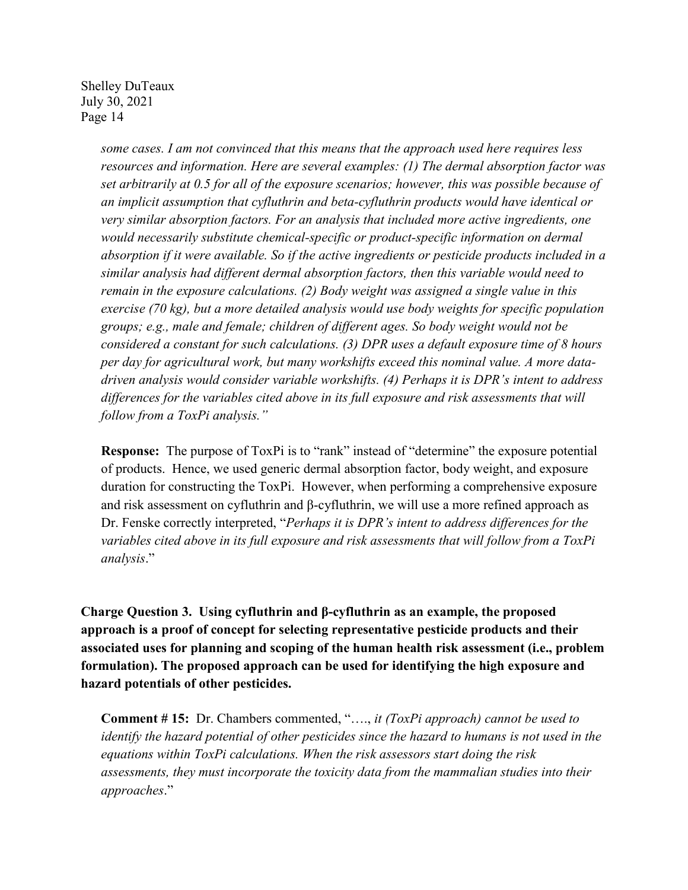*some cases. I am not convinced that this means that the approach used here requires less resources and information. Here are several examples: (1) The dermal absorption factor was set arbitrarily at 0.5 for all of the exposure scenarios; however, this was possible because of an implicit assumption that cyfluthrin and beta-cyfluthrin products would have identical or very similar absorption factors. For an analysis that included more active ingredients, one would necessarily substitute chemical-specific or product-specific information on dermal absorption if it were available. So if the active ingredients or pesticide products included in a similar analysis had different dermal absorption factors, then this variable would need to remain in the exposure calculations. (2) Body weight was assigned a single value in this exercise (70 kg), but a more detailed analysis would use body weights for specific population groups; e.g., male and female; children of different ages. So body weight would not be considered a constant for such calculations. (3) DPR uses a default exposure time of 8 hours per day for agricultural work, but many workshifts exceed this nominal value. A more data-driven analysis would consider variable workshifts. (4) Perhaps it is DPR's intent to address differences for the variables cited above in its full exposure and risk assessments that will follow from a ToxPi analysis."*

**Response:** The purpose of ToxPi is to "rank" instead of "determine" the exposure potential of products. Hence, we used generic dermal absorption factor, body weight, and exposure duration for constructing the ToxPi. However, when performing a comprehensive exposure and risk assessment on cyfluthrin and β-cyfluthrin, we will use a more refined approach as Dr. Fenske correctly interpreted, "*Perhaps it is DPR's intent to address differences for the variables cited above in its full exposure and risk assessments that will follow from a ToxPi analysis*."

**Charge Question 3. Using cyfluthrin and β-cyfluthrin as an example, the proposed approach is a proof of concept for selecting representative pesticide products and their associated uses for planning and scoping of the human health risk assessment (i.e., problem formulation). The proposed approach can be used for identifying the high exposure and hazard potentials of other pesticides.**

**Comment # 15:** Dr. Chambers commented, "…., *it (ToxPi approach) cannot be used to identify the hazard potential of other pesticides since the hazard to humans is not used in the equations within ToxPi calculations. When the risk assessors start doing the risk assessments, they must incorporate the toxicity data from the mammalian studies into their approaches*."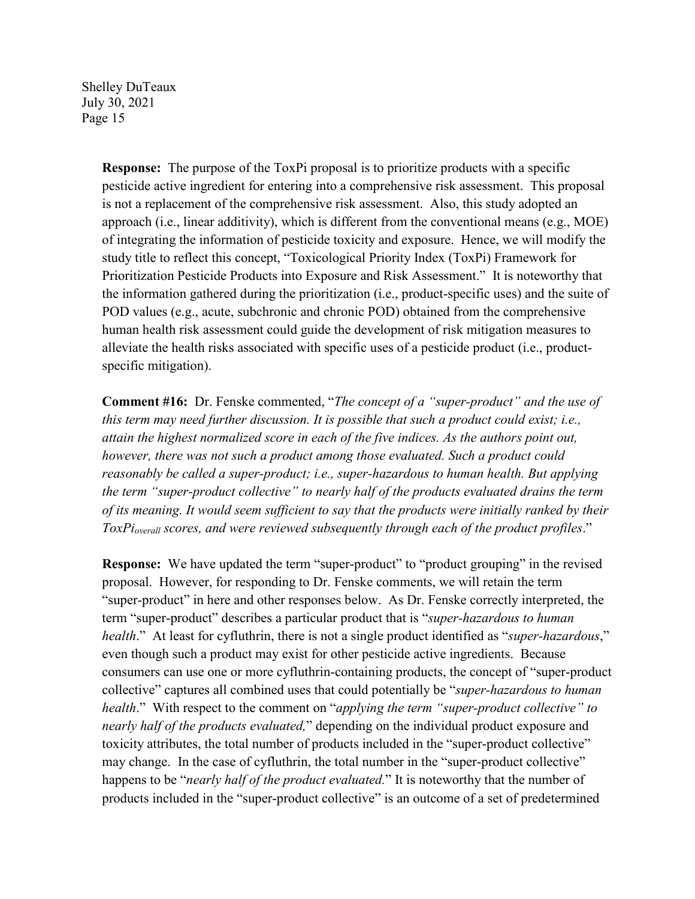**Response:** The purpose of the ToxPi proposal is to prioritize products with a specific pesticide active ingredient for entering into a comprehensive risk assessment. This proposal is not a replacement of the comprehensive risk assessment. Also, this study adopted an approach (i.e., linear additivity), which is different from the conventional means (e.g., MOE) of integrating the information of pesticide toxicity and exposure. Hence, we will modify the study title to reflect this concept, "Toxicological Priority Index (ToxPi) Framework for Prioritization Pesticide Products into Exposure and Risk Assessment." It is noteworthy that the information gathered during the prioritization (i.e., product-specific uses) and the suite of POD values (e.g., acute, subchronic and chronic POD) obtained from the comprehensive human health risk assessment could guide the development of risk mitigation measures to alleviate the health risks associated with specific uses of a pesticide product (i.e., product-specific mitigation).

**Comment #16:** Dr. Fenske commented, "*The concept of a "super-product" and the use of this term may need further discussion. It is possible that such a product could exist; i.e., attain the highest normalized score in each of the five indices. As the authors point out, however, there was not such a product among those evaluated. Such a product could reasonably be called a super-product; i.e., super-hazardous to human health. But applying the term "super-product collective" to nearly half of the products evaluated drains the term of its meaning. It would seem sufficient to say that the products were initially ranked by their ToxPi$_{overall}$ scores, and were reviewed subsequently through each of the product profiles*."

**Response:** We have updated the term "super-product" to "product grouping" in the revised proposal. However, for responding to Dr. Fenske comments, we will retain the term "super-product" in here and other responses below. As Dr. Fenske correctly interpreted, the term "super-product" describes a particular product that is "*super-hazardous to human health*." At least for cyfluthrin, there is not a single product identified as "*super-hazardous*," even though such a product may exist for other pesticide active ingredients. Because consumers can use one or more cyfluthrin-containing products, the concept of "super-product collective" captures all combined uses that could potentially be "*super-hazardous to human health*." With respect to the comment on "*applying the term "super-product collective" to nearly half of the products evaluated,*" depending on the individual product exposure and toxicity attributes, the total number of products included in the "super-product collective" may change. In the case of cyfluthrin, the total number in the "super-product collective" happens to be "*nearly half of the product evaluated.*" It is noteworthy that the number of products included in the "super-product collective" is an outcome of a set of predetermined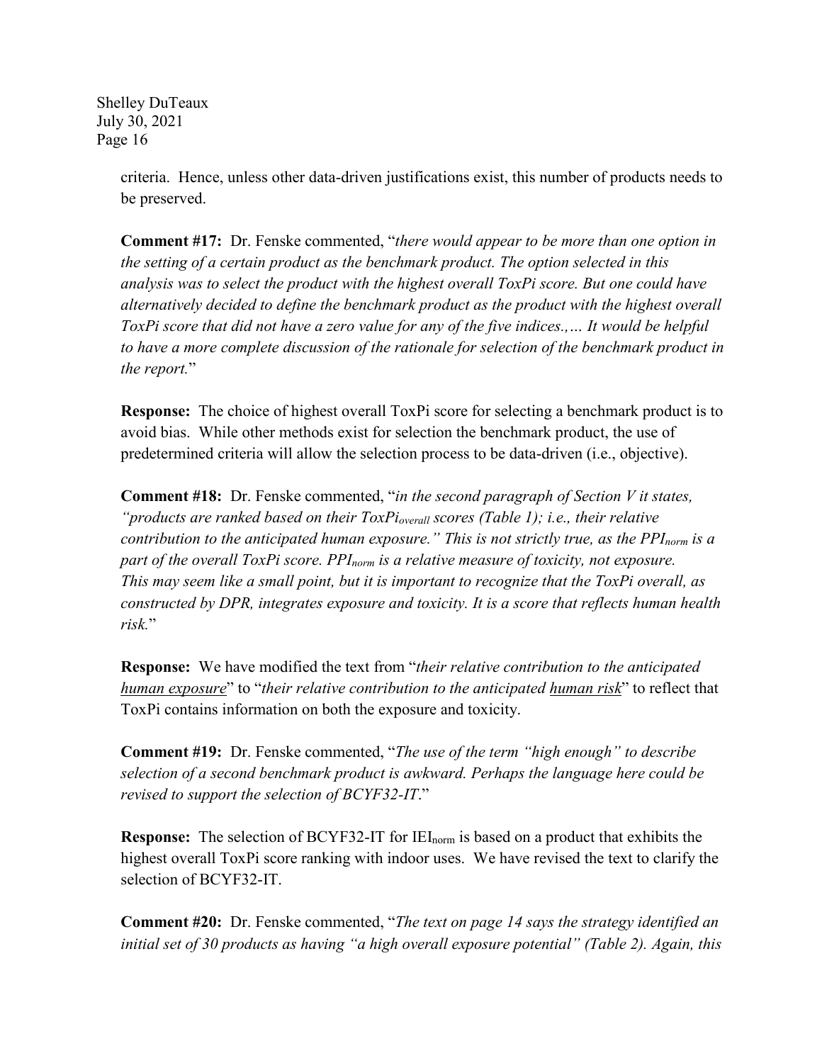criteria. Hence, unless other data-driven justifications exist, this number of products needs to be preserved.

**Comment #17:** Dr. Fenske commented, "*there would appear to be more than one option in the setting of a certain product as the benchmark product. The option selected in this analysis was to select the product with the highest overall ToxPi score. But one could have alternatively decided to define the benchmark product as the product with the highest overall ToxPi score that did not have a zero value for any of the five indices.,… It would be helpful to have a more complete discussion of the rationale for selection of the benchmark product in the report.*"

**Response:** The choice of highest overall ToxPi score for selecting a benchmark product is to avoid bias. While other methods exist for selection the benchmark product, the use of predetermined criteria will allow the selection process to be data-driven (i.e., objective).

**Comment #18:** Dr. Fenske commented, "*in the second paragraph of Section V it states, "products are ranked based on their $ToxPi_{overall}$ scores (Table 1); i.e., their relative contribution to the anticipated human exposure." This is not strictly true, as the $PPI_{norm}$ is a part of the overall ToxPi score. $PPI_{norm}$ is a relative measure of toxicity, not exposure. This may seem like a small point, but it is important to recognize that the ToxPi overall, as constructed by DPR, integrates exposure and toxicity. It is a score that reflects human health risk.*"

**Response:** We have modified the text from "*their relative contribution to the anticipated <u>human exposure</u>*" to "*their relative contribution to the anticipated <u>human risk</u>*" to reflect that ToxPi contains information on both the exposure and toxicity.

**Comment #19:** Dr. Fenske commented, "*The use of the term "high enough" to describe selection of a second benchmark product is awkward. Perhaps the language here could be revised to support the selection of BCYF32-IT.*"

**Response:** The selection of BCYF32-IT for $IEI_{norm}$ is based on a product that exhibits the highest overall ToxPi score ranking with indoor uses. We have revised the text to clarify the selection of BCYF32-IT.

**Comment #20:** Dr. Fenske commented, "*The text on page 14 says the strategy identified an initial set of 30 products as having "a high overall exposure potential" (Table 2). Again, this*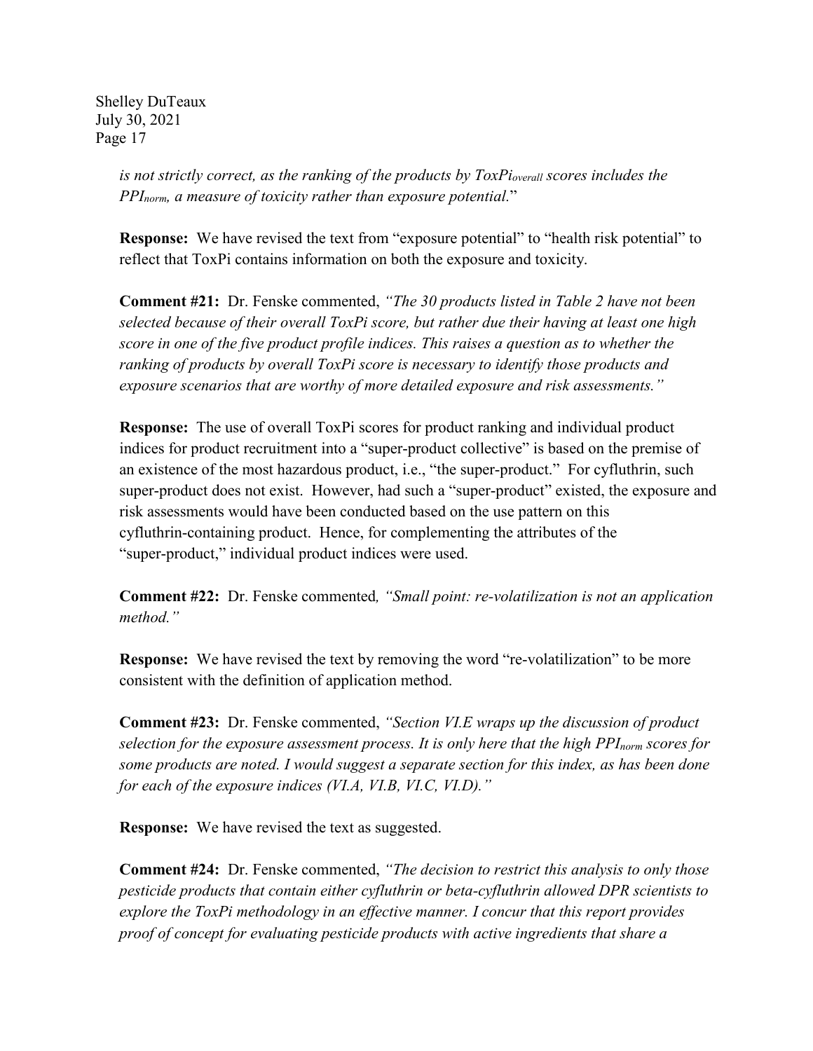*is not strictly correct, as the ranking of the products by $ToxPi_{overall}$ scores includes the $PPI_{norm}$, a measure of toxicity rather than exposure potential.*"

**Response:** We have revised the text from "exposure potential" to "health risk potential" to reflect that ToxPi contains information on both the exposure and toxicity.

**Comment #21:** Dr. Fenske commented, *"The 30 products listed in Table 2 have not been selected because of their overall ToxPi score, but rather due their having at least one high score in one of the five product profile indices. This raises a question as to whether the ranking of products by overall ToxPi score is necessary to identify those products and exposure scenarios that are worthy of more detailed exposure and risk assessments."*

**Response:** The use of overall ToxPi scores for product ranking and individual product indices for product recruitment into a "super-product collective" is based on the premise of an existence of the most hazardous product, i.e., "the super-product." For cyfluthrin, such super-product does not exist. However, had such a "super-product" existed, the exposure and risk assessments would have been conducted based on the use pattern on this cyfluthrin-containing product. Hence, for complementing the attributes of the "super-product," individual product indices were used.

**Comment #22:** Dr. Fenske commented*, "Small point: re-volatilization is not an application method."*

**Response:** We have revised the text by removing the word "re-volatilization" to be more consistent with the definition of application method.

**Comment #23:** Dr. Fenske commented, *"Section VI.E wraps up the discussion of product selection for the exposure assessment process. It is only here that the high $PPI_{norm}$ scores for some products are noted. I would suggest a separate section for this index, as has been done for each of the exposure indices (VI.A, VI.B, VI.C, VI.D)."*

**Response:** We have revised the text as suggested.

**Comment #24:** Dr. Fenske commented, *"The decision to restrict this analysis to only those pesticide products that contain either cyfluthrin or beta-cyfluthrin allowed DPR scientists to explore the ToxPi methodology in an effective manner. I concur that this report provides proof of concept for evaluating pesticide products with active ingredients that share a*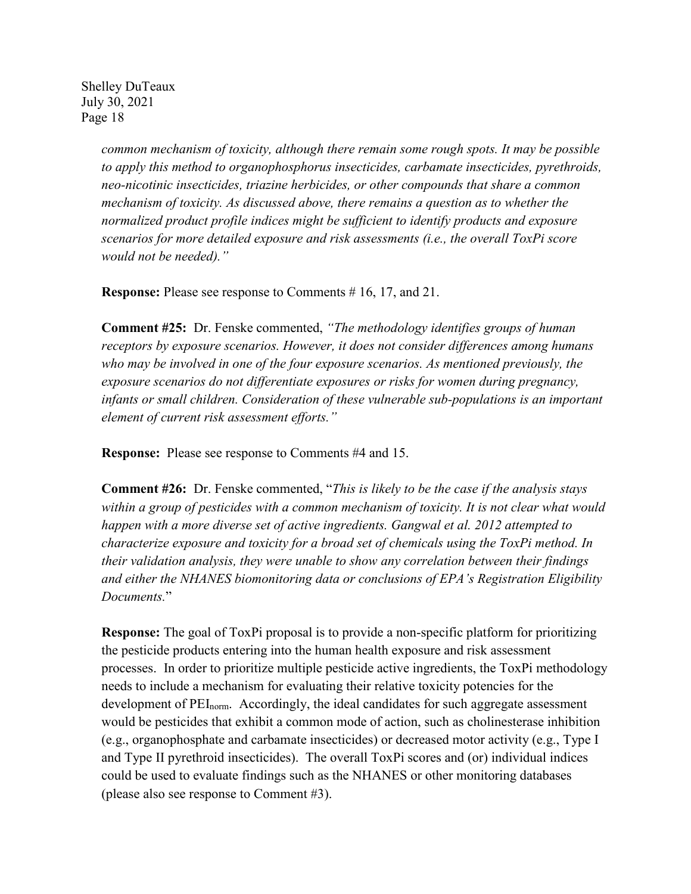*common mechanism of toxicity, although there remain some rough spots. It may be possible to apply this method to organophosphorus insecticides, carbamate insecticides, pyrethroids, neo-nicotinic insecticides, triazine herbicides, or other compounds that share a common mechanism of toxicity. As discussed above, there remains a question as to whether the normalized product profile indices might be sufficient to identify products and exposure scenarios for more detailed exposure and risk assessments (i.e., the overall ToxPi score would not be needed)."*

**Response:** Please see response to Comments # 16, 17, and 21.

**Comment #25:** Dr. Fenske commented, *"The methodology identifies groups of human receptors by exposure scenarios. However, it does not consider differences among humans who may be involved in one of the four exposure scenarios. As mentioned previously, the exposure scenarios do not differentiate exposures or risks for women during pregnancy, infants or small children. Consideration of these vulnerable sub-populations is an important element of current risk assessment efforts."*

**Response:** Please see response to Comments #4 and 15.

**Comment #26:** Dr. Fenske commented, "*This is likely to be the case if the analysis stays within a group of pesticides with a common mechanism of toxicity. It is not clear what would happen with a more diverse set of active ingredients. Gangwal et al. 2012 attempted to characterize exposure and toxicity for a broad set of chemicals using the ToxPi method. In their validation analysis, they were unable to show any correlation between their findings and either the NHANES biomonitoring data or conclusions of EPA's Registration Eligibility Documents.*"

**Response:** The goal of ToxPi proposal is to provide a non-specific platform for prioritizing the pesticide products entering into the human health exposure and risk assessment processes. In order to prioritize multiple pesticide active ingredients, the ToxPi methodology needs to include a mechanism for evaluating their relative toxicity potencies for the development of $PEI_{norm}$. Accordingly, the ideal candidates for such aggregate assessment would be pesticides that exhibit a common mode of action, such as cholinesterase inhibition (e.g., organophosphate and carbamate insecticides) or decreased motor activity (e.g., Type I and Type II pyrethroid insecticides). The overall ToxPi scores and (or) individual indices could be used to evaluate findings such as the NHANES or other monitoring databases (please also see response to Comment #3).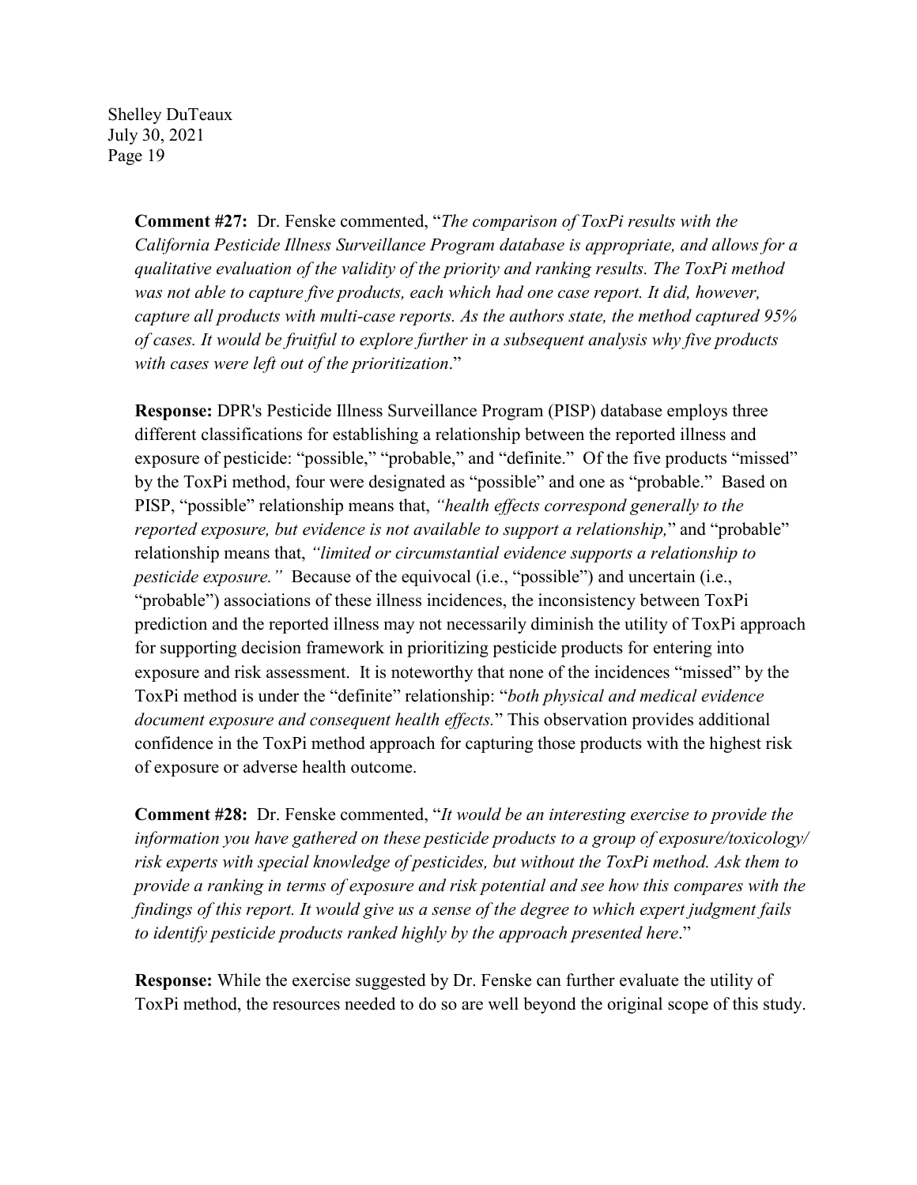**Comment #27:** Dr. Fenske commented, "*The comparison of ToxPi results with the California Pesticide Illness Surveillance Program database is appropriate, and allows for a qualitative evaluation of the validity of the priority and ranking results. The ToxPi method was not able to capture five products, each which had one case report. It did, however, capture all products with multi-case reports. As the authors state, the method captured 95% of cases. It would be fruitful to explore further in a subsequent analysis why five products with cases were left out of the prioritization*."

**Response:** DPR's Pesticide Illness Surveillance Program (PISP) database employs three different classifications for establishing a relationship between the reported illness and exposure of pesticide: "possible," "probable," and "definite." Of the five products "missed" by the ToxPi method, four were designated as "possible" and one as "probable." Based on PISP, "possible" relationship means that, *"health effects correspond generally to the reported exposure, but evidence is not available to support a relationship,*" and "probable" relationship means that, *"limited or circumstantial evidence supports a relationship to pesticide exposure."* Because of the equivocal (i.e., "possible") and uncertain (i.e., "probable") associations of these illness incidences, the inconsistency between ToxPi prediction and the reported illness may not necessarily diminish the utility of ToxPi approach for supporting decision framework in prioritizing pesticide products for entering into exposure and risk assessment. It is noteworthy that none of the incidences "missed" by the ToxPi method is under the "definite" relationship: "*both physical and medical evidence document exposure and consequent health effects.*" This observation provides additional confidence in the ToxPi method approach for capturing those products with the highest risk of exposure or adverse health outcome.

**Comment #28:** Dr. Fenske commented, "*It would be an interesting exercise to provide the information you have gathered on these pesticide products to a group of exposure/toxicology/risk experts with special knowledge of pesticides, but without the ToxPi method. Ask them to provide a ranking in terms of exposure and risk potential and see how this compares with the findings of this report. It would give us a sense of the degree to which expert judgment fails to identify pesticide products ranked highly by the approach presented here*."

**Response:** While the exercise suggested by Dr. Fenske can further evaluate the utility of ToxPi method, the resources needed to do so are well beyond the original scope of this study.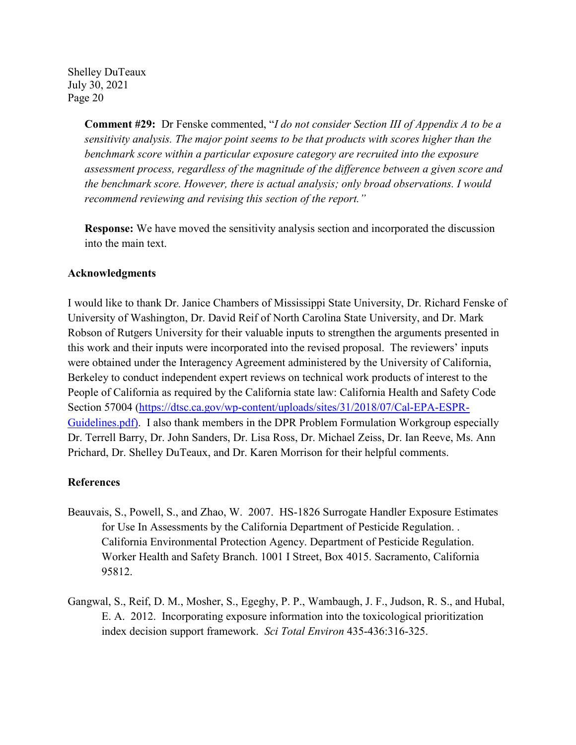**Comment #29:** Dr Fenske commented, "*I do not consider Section III of Appendix A to be a sensitivity analysis. The major point seems to be that products with scores higher than the benchmark score within a particular exposure category are recruited into the exposure assessment process, regardless of the magnitude of the difference between a given score and the benchmark score. However, there is actual analysis; only broad observations. I would recommend reviewing and revising this section of the report.*"

**Response:** We have moved the sensitivity analysis section and incorporated the discussion into the main text.

## Acknowledgments

I would like to thank Dr. Janice Chambers of Mississippi State University, Dr. Richard Fenske of University of Washington, Dr. David Reif of North Carolina State University, and Dr. Mark Robson of Rutgers University for their valuable inputs to strengthen the arguments presented in this work and their inputs were incorporated into the revised proposal. The reviewers' inputs were obtained under the Interagency Agreement administered by the University of California, Berkeley to conduct independent expert reviews on technical work products of interest to the People of California as required by the California state law: California Health and Safety Code Section 57004 (https://dtsc.ca.gov/wp-content/uploads/sites/31/2018/07/Cal-EPA-ESPR-Guidelines.pdf). I also thank members in the DPR Problem Formulation Workgroup especially Dr. Terrell Barry, Dr. John Sanders, Dr. Lisa Ross, Dr. Michael Zeiss, Dr. Ian Reeve, Ms. Ann Prichard, Dr. Shelley DuTeaux, and Dr. Karen Morrison for their helpful comments.

## References

Beauvais, S., Powell, S., and Zhao, W. 2007. HS-1826 Surrogate Handler Exposure Estimates for Use In Assessments by the California Department of Pesticide Regulation. . California Environmental Protection Agency. Department of Pesticide Regulation. Worker Health and Safety Branch. 1001 I Street, Box 4015. Sacramento, California 95812.

Gangwal, S., Reif, D. M., Mosher, S., Egeghy, P. P., Wambaugh, J. F., Judson, R. S., and Hubal, E. A. 2012. Incorporating exposure information into the toxicological prioritization index decision support framework. *Sci Total Environ* 435-436:316-325.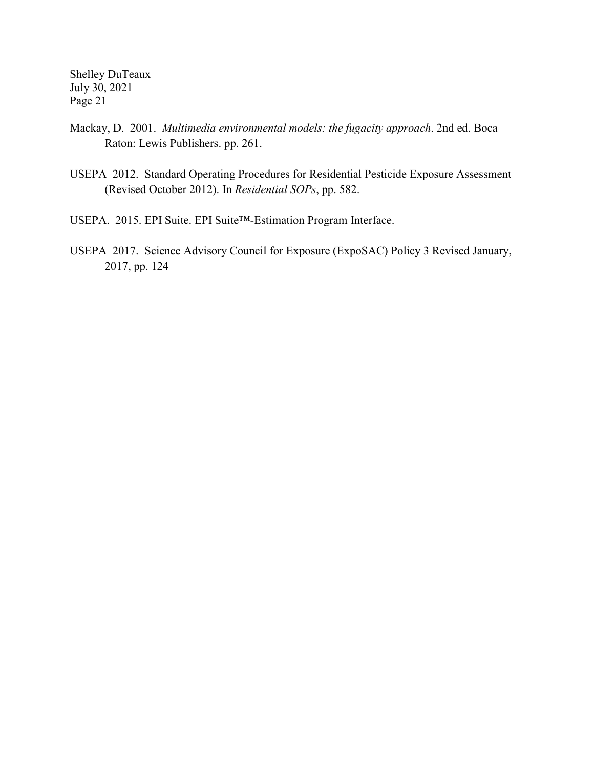Mackay, D. 2001. *Multimedia environmental models: the fugacity approach*. 2nd ed. Boca Raton: Lewis Publishers. pp. 261.

USEPA 2012. Standard Operating Procedures for Residential Pesticide Exposure Assessment (Revised October 2012). In *Residential SOPs*, pp. 582.

USEPA. 2015. EPI Suite. EPI Suite™-Estimation Program Interface.

USEPA 2017. Science Advisory Council for Exposure (ExpoSAC) Policy 3 Revised January, 2017, pp. 124